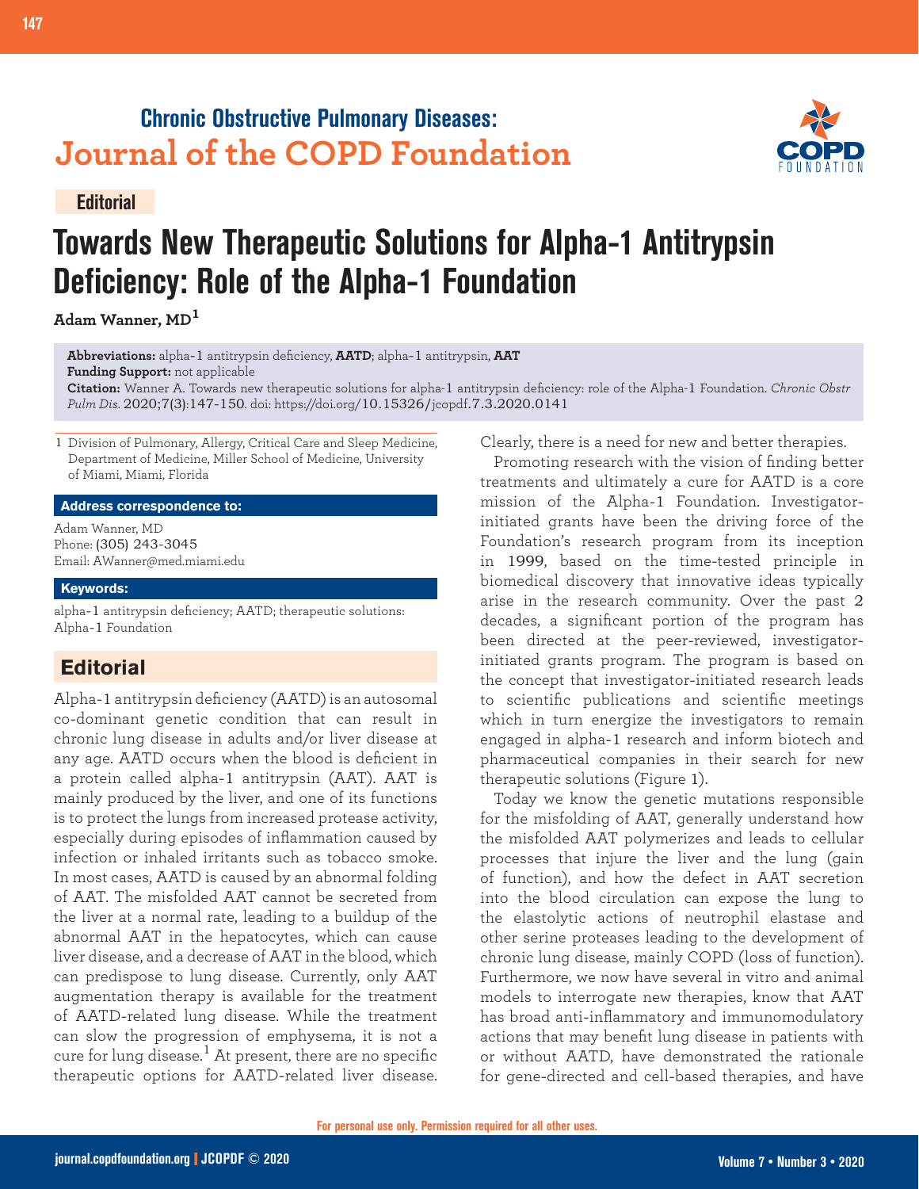**Chronic Obstructive Pulmonary Diseases:**
**Journal of the COPD Foundation**

Editorial

# Towards New Therapeutic Solutions for Alpha-1 Antitrypsin Deficiency: Role of the Alpha-1 Foundation

**Adam Wanner, MD**[1]

**Abbreviations:** alpha-1 antitrypsin deficiency, **AATD**; alpha-1 antitrypsin, **AAT**
**Funding Support:** not applicable
**Citation:** Wanner A. Towards new therapeutic solutions for alpha-1 antitrypsin deficiency: role of the Alpha-1 Foundation. *Chronic Obstr Pulm Dis*. 2020;7(3):147-150. doi: https://doi.org/10.15326/jcopdf.7.3.2020.0141

1 Division of Pulmonary, Allergy, Critical Care and Sleep Medicine, Department of Medicine, Miller School of Medicine, University of Miami, Miami, Florida

**Address correspondence to:**

Adam Wanner, MD
Phone: (305) 243-3045
Email: AWanner@med.miami.edu

**Keywords:**

alpha-1 antitrypsin deficiency; AATD; therapeutic solutions: Alpha-1 Foundation

## Editorial

Alpha-1 antitrypsin deficiency (AATD) is an autosomal co-dominant genetic condition that can result in chronic lung disease in adults and/or liver disease at any age. AATD occurs when the blood is deficient in a protein called alpha-1 antitrypsin (AAT). AAT is mainly produced by the liver, and one of its functions is to protect the lungs from increased protease activity, especially during episodes of inflammation caused by infection or inhaled irritants such as tobacco smoke. In most cases, AATD is caused by an abnormal folding of AAT. The misfolded AAT cannot be secreted from the liver at a normal rate, leading to a buildup of the abnormal AAT in the hepatocytes, which can cause liver disease, and a decrease of AAT in the blood, which can predispose to lung disease. Currently, only AAT augmentation therapy is available for the treatment of AATD-related lung disease. While the treatment can slow the progression of emphysema, it is not a cure for lung disease.[1] At present, there are no specific therapeutic options for AATD-related liver disease. Clearly, there is a need for new and better therapies.

Promoting research with the vision of finding better treatments and ultimately a cure for AATD is a core mission of the Alpha-1 Foundation. Investigator-initiated grants have been the driving force of the Foundation's research program from its inception in 1999, based on the time-tested principle in biomedical discovery that innovative ideas typically arise in the research community. Over the past 2 decades, a significant portion of the program has been directed at the peer-reviewed, investigator-initiated grants program. The program is based on the concept that investigator-initiated research leads to scientific publications and scientific meetings which in turn energize the investigators to remain engaged in alpha-1 research and inform biotech and pharmaceutical companies in their search for new therapeutic solutions (Figure 1).

Today we know the genetic mutations responsible for the misfolding of AAT, generally understand how the misfolded AAT polymerizes and leads to cellular processes that injure the liver and the lung (gain of function), and how the defect in AAT secretion into the blood circulation can expose the lung to the elastolytic actions of neutrophil elastase and other serine proteases leading to the development of chronic lung disease, mainly COPD (loss of function). Furthermore, we now have several in vitro and animal models to interrogate new therapies, know that AAT has broad anti-inflammatory and immunomodulatory actions that may benefit lung disease in patients with or without AATD, have demonstrated the rationale for gene-directed and cell-based therapies, and have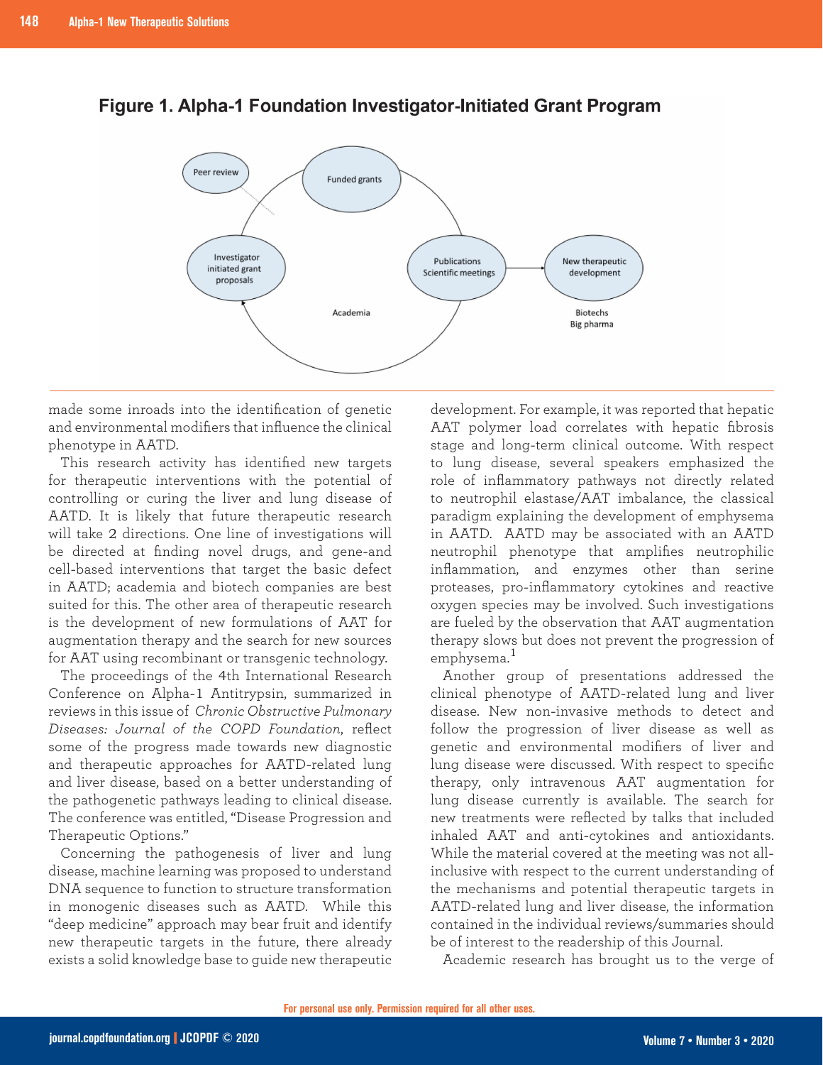**Figure 1. Alpha-1 Foundation Investigator-Initiated Grant Program**

made some inroads into the identification of genetic and environmental modifiers that influence the clinical phenotype in AATD.

This research activity has identified new targets for therapeutic interventions with the potential of controlling or curing the liver and lung disease of AATD. It is likely that future therapeutic research will take 2 directions. One line of investigations will be directed at finding novel drugs, and gene-and cell-based interventions that target the basic defect in AATD; academia and biotech companies are best suited for this. The other area of therapeutic research is the development of new formulations of AAT for augmentation therapy and the search for new sources for AAT using recombinant or transgenic technology.

The proceedings of the 4th International Research Conference on Alpha-1 Antitrypsin, summarized in reviews in this issue of *Chronic Obstructive Pulmonary Diseases: Journal of the COPD Foundation*, reflect some of the progress made towards new diagnostic and therapeutic approaches for AATD-related lung and liver disease, based on a better understanding of the pathogenetic pathways leading to clinical disease. The conference was entitled, "Disease Progression and Therapeutic Options."

Concerning the pathogenesis of liver and lung disease, machine learning was proposed to understand DNA sequence to function to structure transformation in monogenic diseases such as AATD. While this "deep medicine" approach may bear fruit and identify new therapeutic targets in the future, there already exists a solid knowledge base to guide new therapeutic development. For example, it was reported that hepatic AAT polymer load correlates with hepatic fibrosis stage and long-term clinical outcome. With respect to lung disease, several speakers emphasized the role of inflammatory pathways not directly related to neutrophil elastase/AAT imbalance, the classical paradigm explaining the development of emphysema in AATD. AATD may be associated with an AATD neutrophil phenotype that amplifies neutrophilic inflammation, and enzymes other than serine proteases, pro-inflammatory cytokines and reactive oxygen species may be involved. Such investigations are fueled by the observation that AAT augmentation therapy slows but does not prevent the progression of emphysema.[1]

Another group of presentations addressed the clinical phenotype of AATD-related lung and liver disease. New non-invasive methods to detect and follow the progression of liver disease as well as genetic and environmental modifiers of liver and lung disease were discussed. With respect to specific therapy, only intravenous AAT augmentation for lung disease currently is available. The search for new treatments were reflected by talks that included inhaled AAT and anti-cytokines and antioxidants. While the material covered at the meeting was not all-inclusive with respect to the current understanding of the mechanisms and potential therapeutic targets in AATD-related lung and liver disease, the information contained in the individual reviews/summaries should be of interest to the readership of this Journal.

Academic research has brought us to the verge of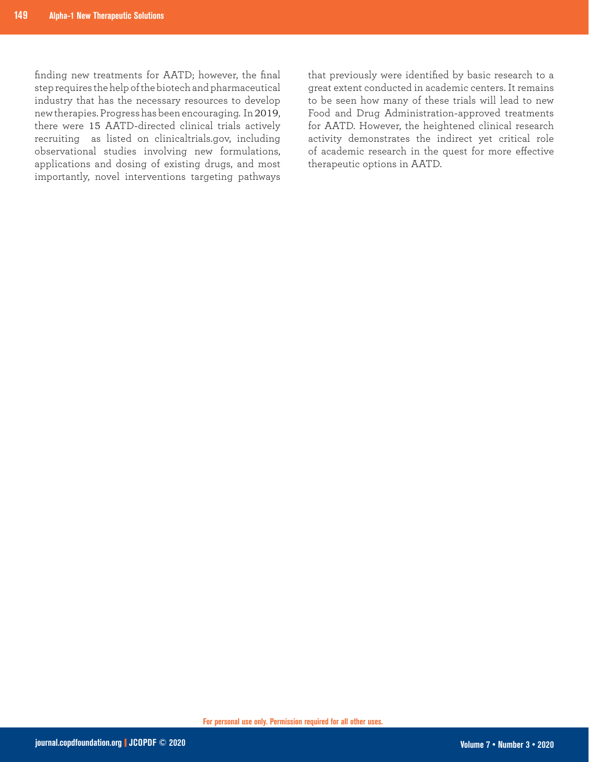finding new treatments for AATD; however, the final step requires the help of the biotech and pharmaceutical industry that has the necessary resources to develop new therapies. Progress has been encouraging. In 2019, there were 15 AATD-directed clinical trials actively recruiting as listed on clinicaltrials.gov, including observational studies involving new formulations, applications and dosing of existing drugs, and most importantly, novel interventions targeting pathways that previously were identified by basic research to a great extent conducted in academic centers. It remains to be seen how many of these trials will lead to new Food and Drug Administration-approved treatments for AATD. However, the heightened clinical research activity demonstrates the indirect yet critical role of academic research in the quest for more effective therapeutic options in AATD.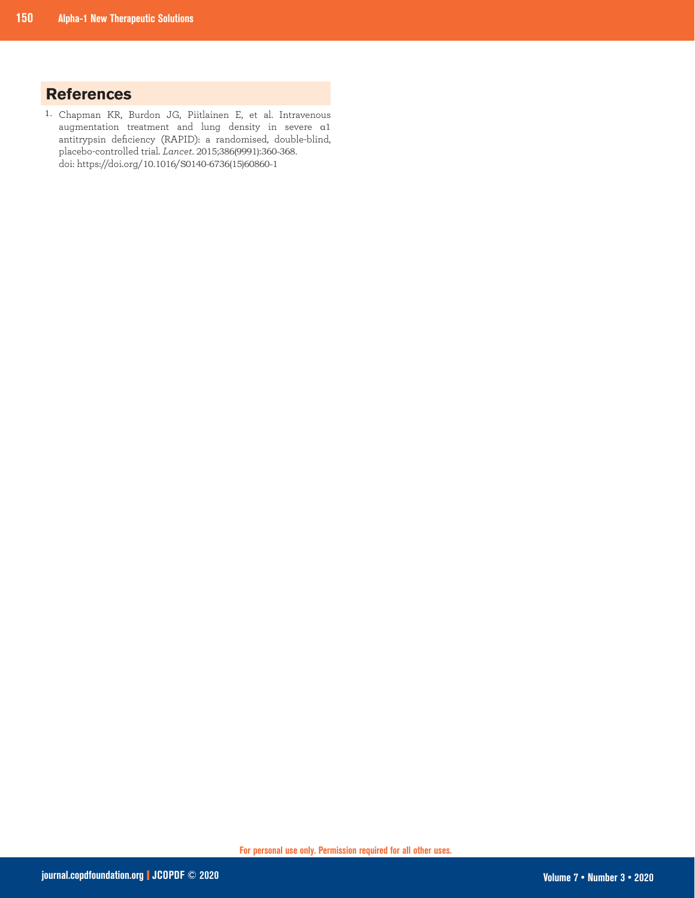## References

1. Chapman KR, Burdon JG, Piitlainen E, et al. Intravenous augmentation treatment and lung density in severe α1 antitrypsin deficiency (RAPID): a randomised, double-blind, placebo-controlled trial. *Lancet*. 2015;386(9991):360-368. doi: https://doi.org/10.1016/S0140-6736(15)60860-1

For personal use only. Permission required for all other uses.